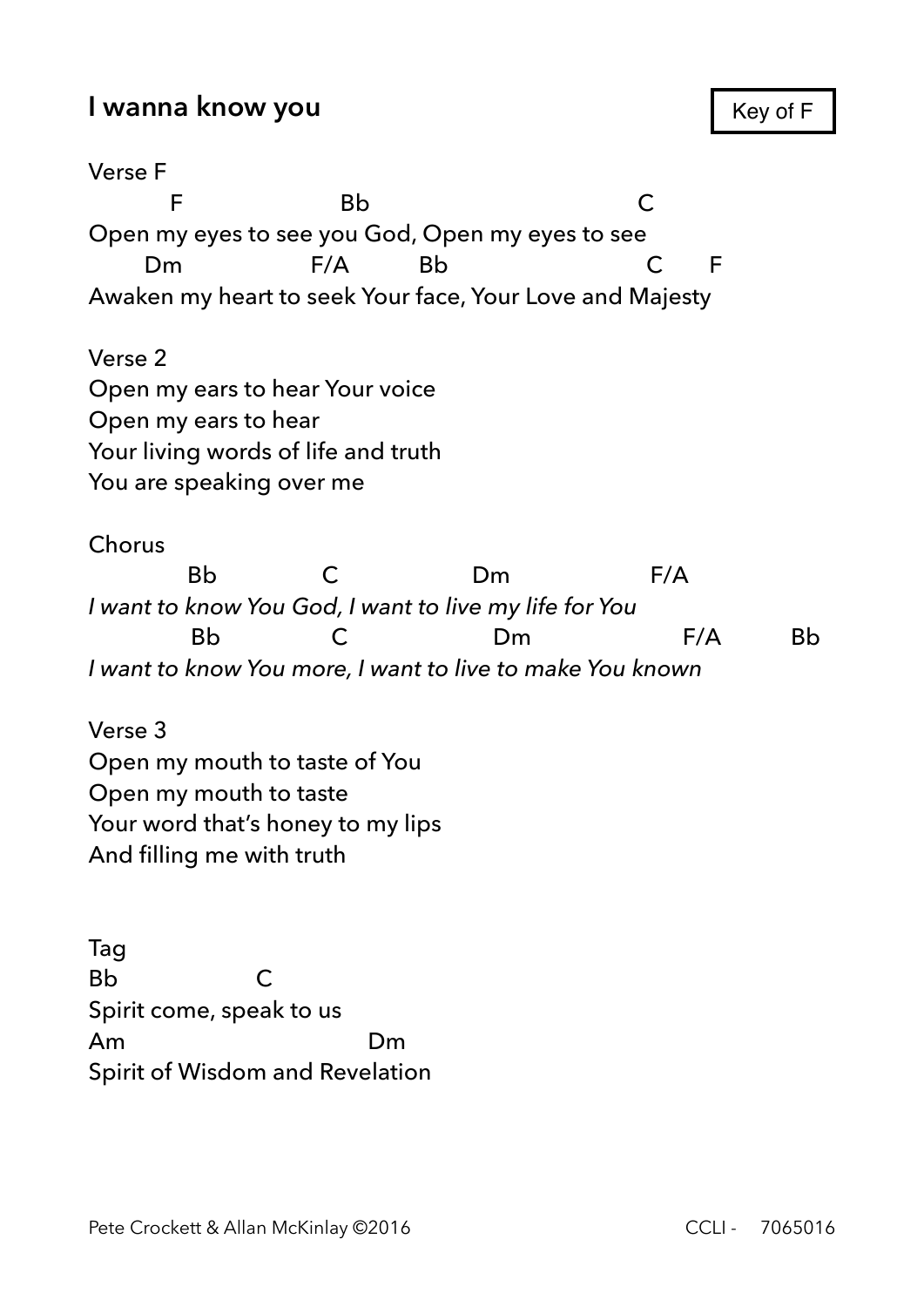## I wanna know you

Key of F

Verse F

```
         F                  Bb                           C
Open my eyes to see you God, Open my eyes to see
      Dm              F/A        Bb                      C       F
Awaken my heart to seek Your face, Your Love and Majesty
```

Verse 2

Open my ears to hear Your voice
Open my ears to hear
Your living words of life and truth
You are speaking over me

Chorus

```
          Bb            C               Dm                F/A
I want to know You God, I want to live my life for You
          Bb            C                Dm                  F/A        Bb
I want to know You more, I want to live to make You known
```

Verse 3

Open my mouth to taste of You
Open my mouth to taste
Your word that's honey to my lips
And filling me with truth

Tag

```
Bb              C
Spirit come, speak to us
Am                          Dm
Spirit of Wisdom and Revelation
```

Pete Crockett & Allan McKinlay ©2016 CCLI - 7065016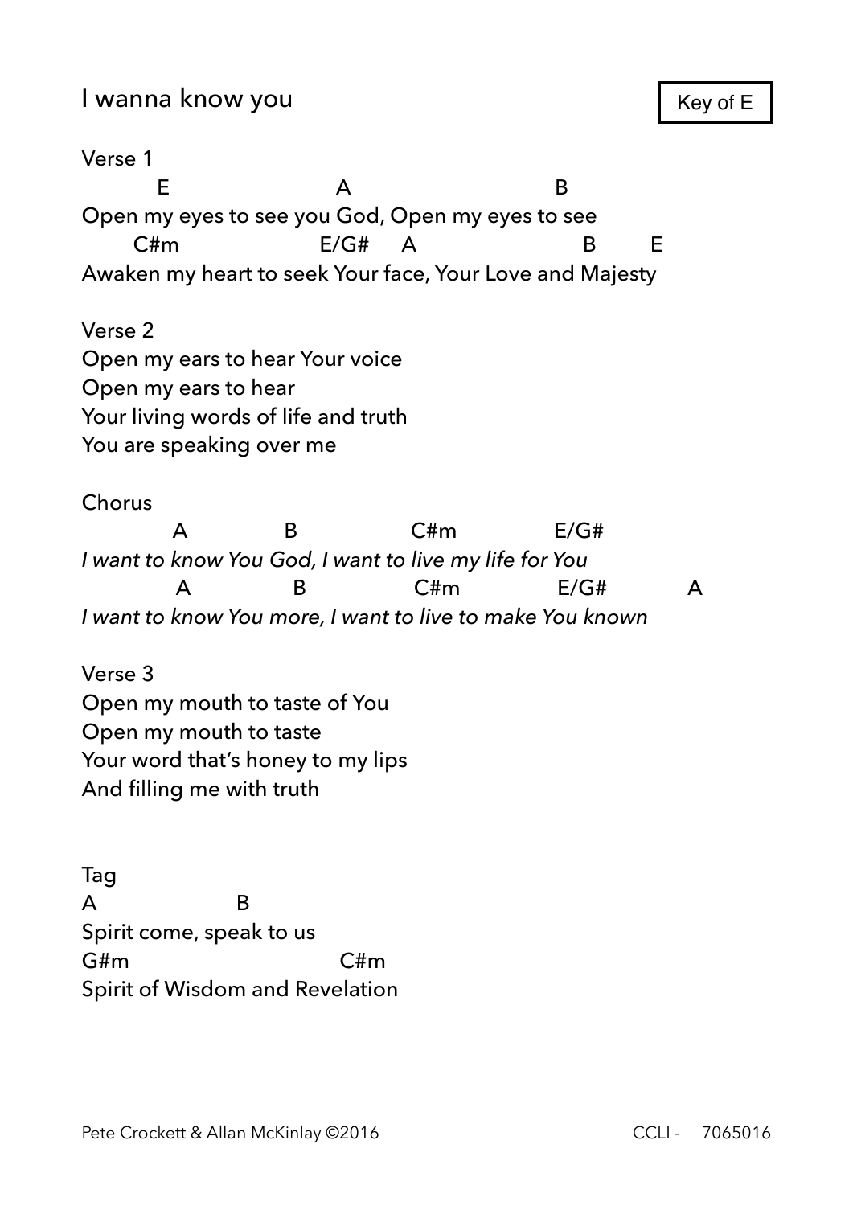# I wanna know you

Key of E

Verse 1

```
         E                    A                          B
Open my eyes to see you God, Open my eyes to see
      C#m                E/G#    A                    B       E
Awaken my heart to seek Your face, Your Love and Majesty
```

Verse 2

Open my ears to hear Your voice
Open my ears to hear
Your living words of life and truth
You are speaking over me

Chorus

```
          A            B              C#m             E/G#
I want to know You God, I want to live my life for You
          A            B              C#m             E/G#          A
I want to know You more, I want to live to make You known
```

Verse 3

Open my mouth to taste of You
Open my mouth to taste
Your word that's honey to my lips
And filling me with truth

Tag

```
A              B
Spirit come, speak to us
G#m                       C#m
Spirit of Wisdom and Revelation
```

Pete Crockett & Allan McKinlay ©2016 CCLI - 7065016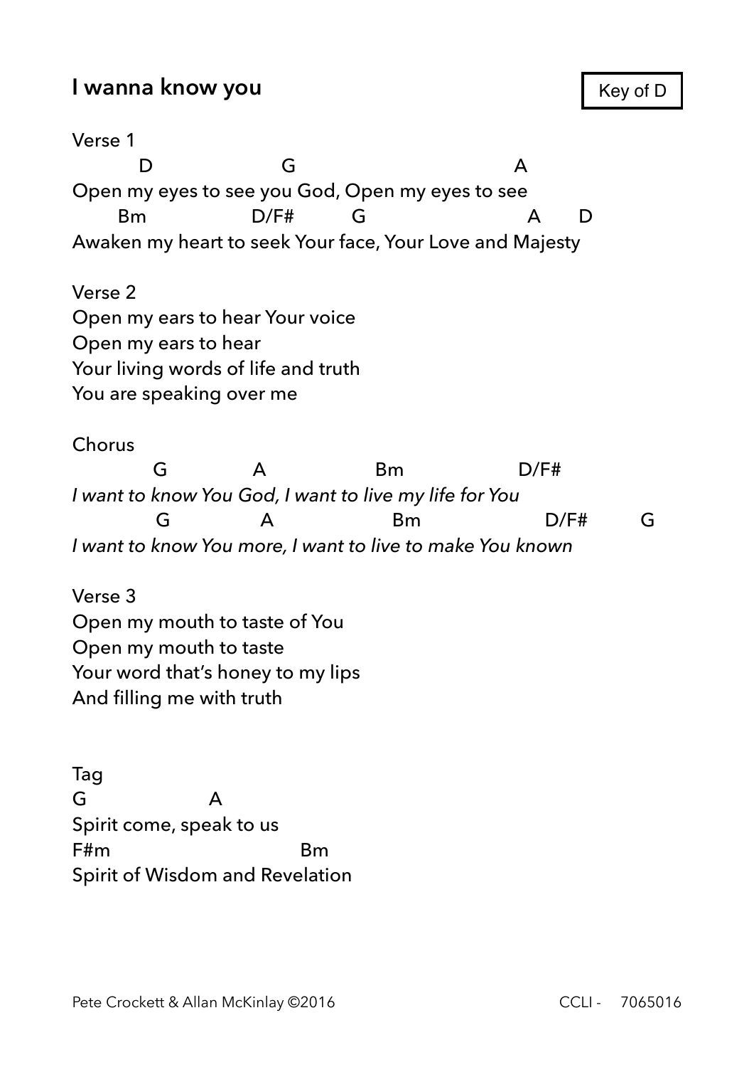## I wanna know you

Key of D

Verse 1

```
        D                 G                          A
Open my eyes to see you God, Open my eyes to see
      Bm             D/F#        G                    A      D
Awaken my heart to seek Your face, Your Love and Majesty
```

Verse 2

Open my ears to hear Your voice
Open my ears to hear
Your living words of life and truth
You are speaking over me

Chorus

```
          G           A               Bm              D/F#
I want to know You God, I want to live my life for You
          G            A                Bm              D/F#        G
I want to know You more, I want to live to make You known
```

Verse 3

Open my mouth to taste of You
Open my mouth to taste
Your word that's honey to my lips
And filling me with truth

Tag

```
G                A
Spirit come, speak to us
F#m                        Bm
Spirit of Wisdom and Revelation
```

Pete Crockett & Allan McKinlay ©2016 CCLI - 7065016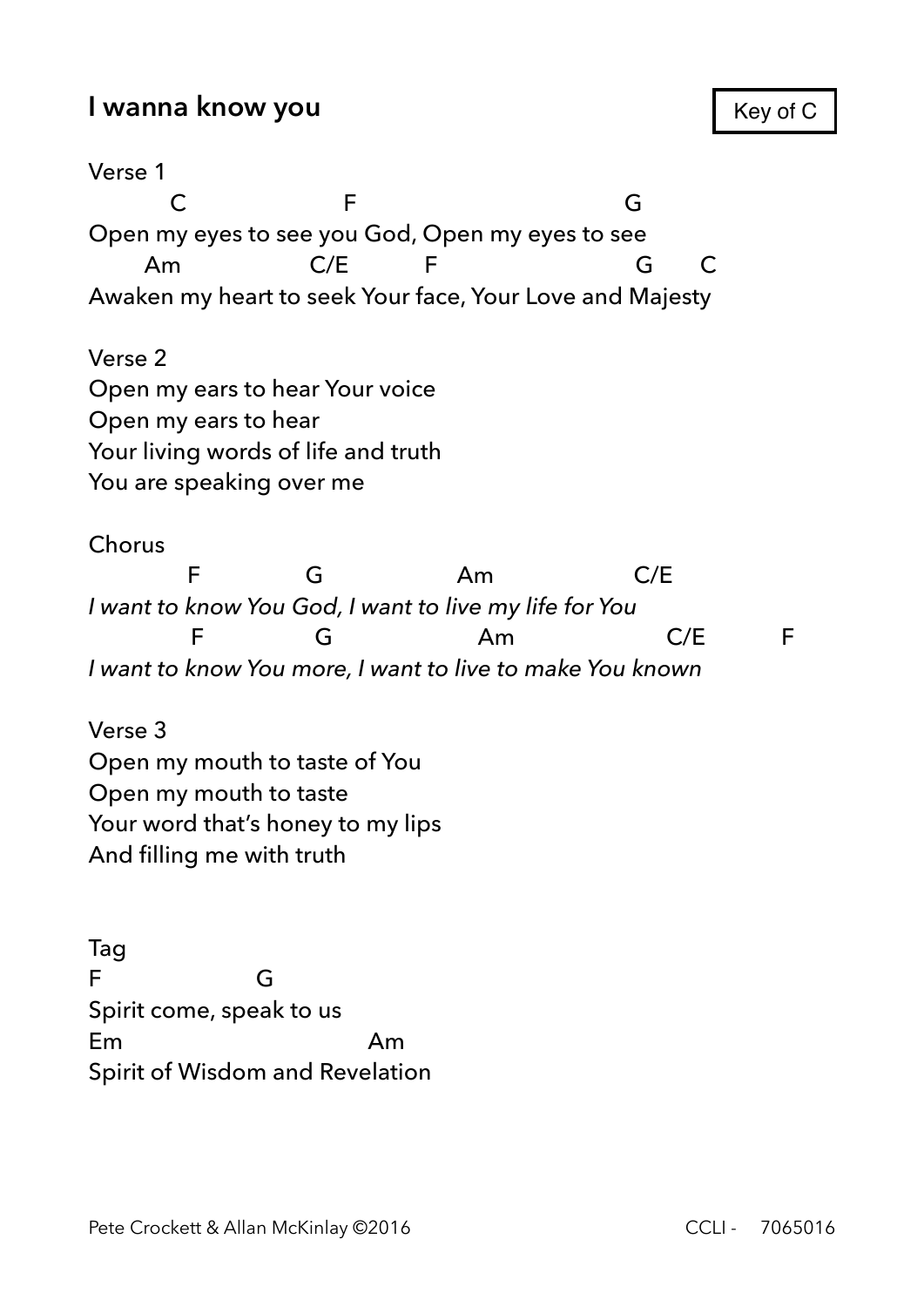## I wanna know you

Key of C

Verse 1

```
        C               F                       G
Open my eyes to see you God, Open my eyes to see
     Am            C/E        F                   G     C
Awaken my heart to seek Your face, Your Love and Majesty
```

Verse 2

Open my ears to hear Your voice  
Open my ears to hear  
Your living words of life and truth  
You are speaking over me

Chorus

```
         F          G             Am              C/E
I want to know You God, I want to live my life for You
         F          G             Am                  C/E        F
I want to know You more, I want to live to make You known
```

Verse 3

Open my mouth to taste of You  
Open my mouth to taste  
Your word that's honey to my lips  
And filling me with truth

Tag

```
F              G
Spirit come, speak to us
Em                          Am
Spirit of Wisdom and Revelation
```

Pete Crockett & Allan McKinlay ©2016 CCLI - 7065016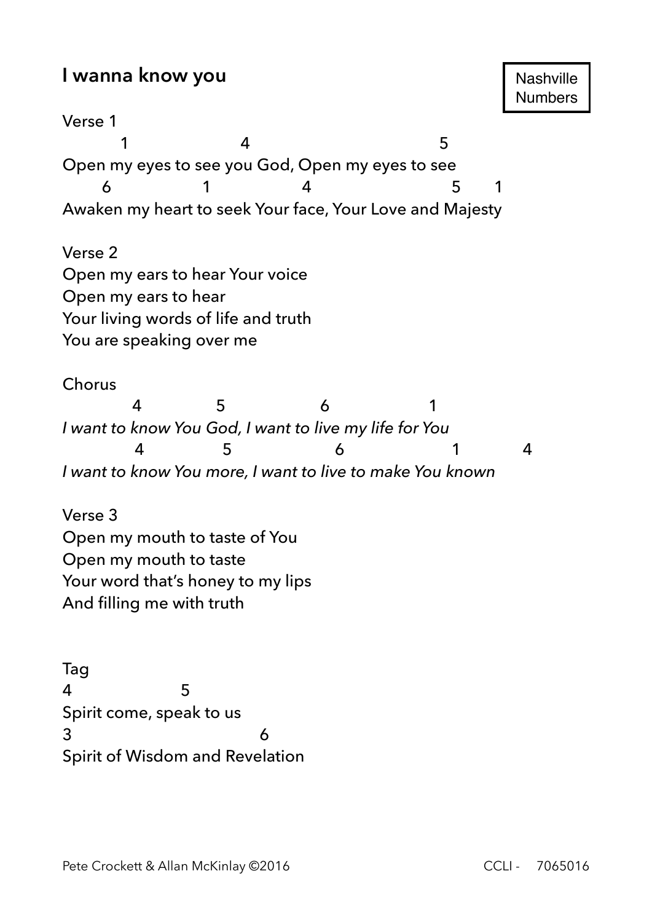# I wanna know you

Nashville Numbers

Verse 1

```
         1                  4                              5
Open my eyes to see you God, Open my eyes to see
      6              1              4                          5      1
Awaken my heart to seek Your face, Your Love and Majesty
```

Verse 2

Open my ears to hear Your voice
Open my ears to hear
Your living words of life and truth
You are speaking over me

Chorus

```
           4             5                6                 1
I want to know You God, I want to live my life for You
           4             5                  6                  1           4
I want to know You more, I want to live to make You known
```

Verse 3

Open my mouth to taste of You
Open my mouth to taste
Your word that's honey to my lips
And filling me with truth

Tag

```
4                 5
Spirit come, speak to us
3                             6
Spirit of Wisdom and Revelation
```

Pete Crockett & Allan McKinlay ©2016 CCLI - 7065016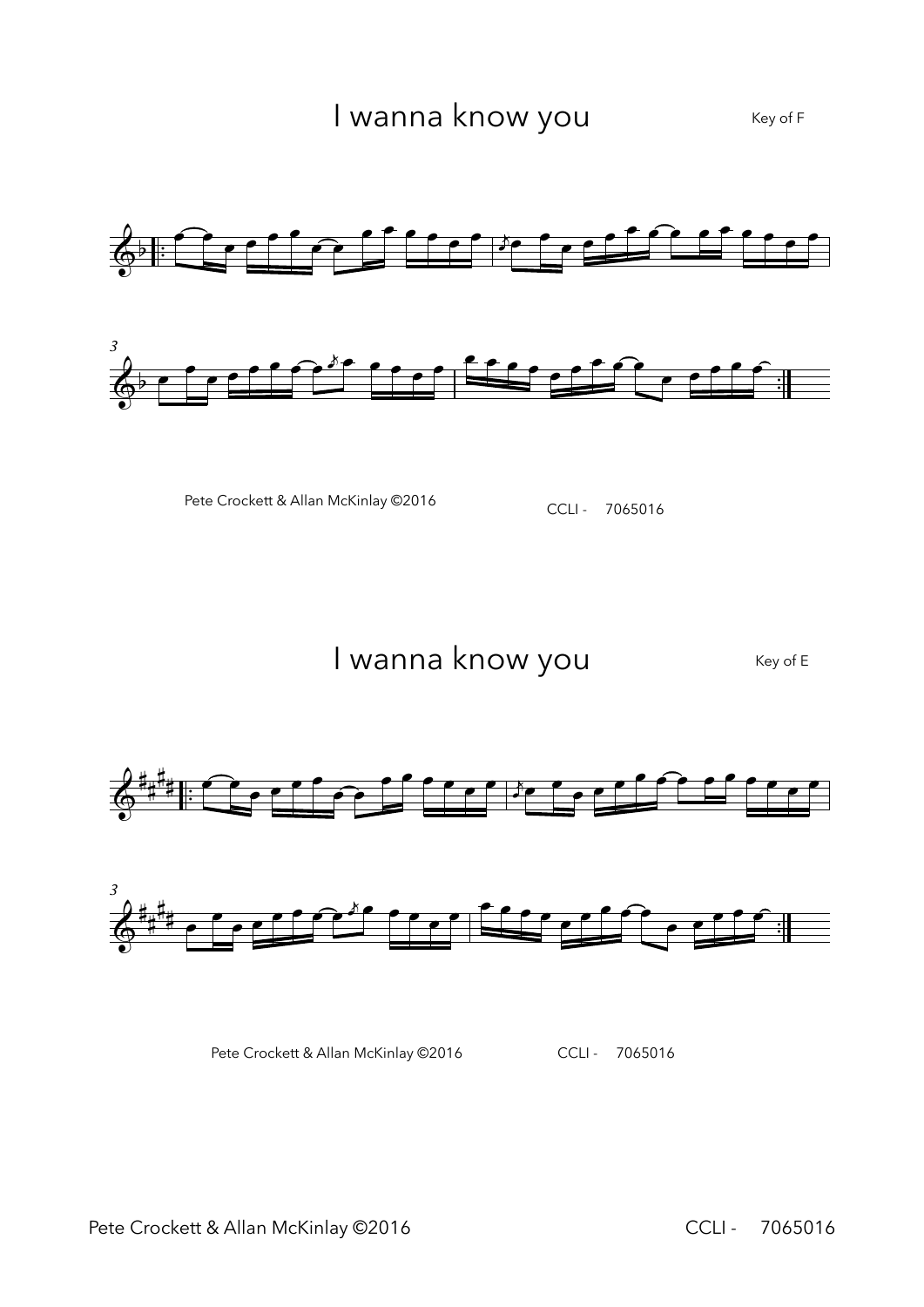# I wanna know you

Key of F

Pete Crockett & Allan McKinlay ©2016

CCLI - 7065016

# I wanna know you

Key of E

Pete Crockett & Allan McKinlay ©2016

CCLI - 7065016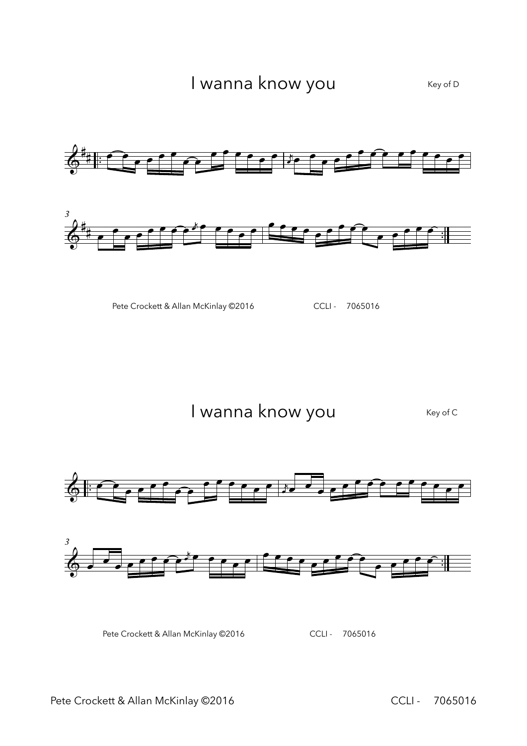# I wanna know you

Key of D

Pete Crockett & Allan McKinlay ©2016 CCLI - 7065016

# I wanna know you

Key of C

Pete Crockett & Allan McKinlay ©2016 CCLI - 7065016